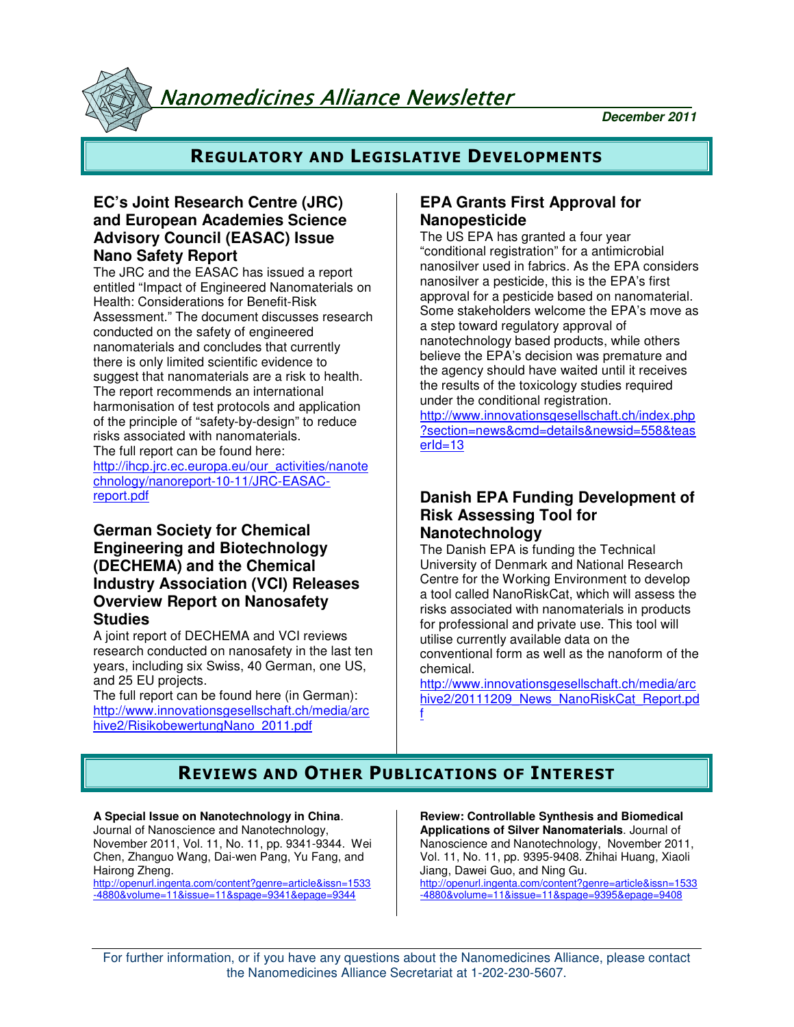# Nanomedicines Alliance Newsletter

**December 2011**

## Regulatory and Legislative Developments

### EC's Joint Research Centre (JRC) and European Academies Science Advisory Council (EASAC) Issue Nano Safety Report

The JRC and the EASAC has issued a report entitled "Impact of Engineered Nanomaterials on Health: Considerations for Benefit-Risk Assessment." The document discusses research conducted on the safety of engineered nanomaterials and concludes that currently there is only limited scientific evidence to suggest that nanomaterials are a risk to health. The report recommends an international harmonisation of test protocols and application of the principle of "safety-by-design" to reduce risks associated with nanomaterials.
The full report can be found here:
http://ihcp.jrc.ec.europa.eu/our_activities/nanotechnology/nanoreport-10-11/JRC-EASAC-report.pdf

### German Society for Chemical Engineering and Biotechnology (DECHEMA) and the Chemical Industry Association (VCI) Releases Overview Report on Nanosafety Studies

A joint report of DECHEMA and VCI reviews research conducted on nanosafety in the last ten years, including six Swiss, 40 German, one US, and 25 EU projects.
The full report can be found here (in German):
http://www.innovationsgesellschaft.ch/media/archive2/RisikobewertungNano_2011.pdf

### EPA Grants First Approval for Nanopesticide

The US EPA has granted a four year "conditional registration" for a antimicrobial nanosilver used in fabrics. As the EPA considers nanosilver a pesticide, this is the EPA's first approval for a pesticide based on nanomaterial. Some stakeholders welcome the EPA's move as a step toward regulatory approval of nanotechnology based products, while others believe the EPA's decision was premature and the agency should have waited until it receives the results of the toxicology studies required under the conditional registration.
http://www.innovationsgesellschaft.ch/index.php?section=news&cmd=details&newsid=558&teaserId=13

### Danish EPA Funding Development of Risk Assessing Tool for Nanotechnology

The Danish EPA is funding the Technical University of Denmark and National Research Centre for the Working Environment to develop a tool called NanoRiskCat, which will assess the risks associated with nanomaterials in products for professional and private use. This tool will utilise currently available data on the conventional form as well as the nanoform of the chemical.
http://www.innovationsgesellschaft.ch/media/archive2/20111209_News_NanoRiskCat_Report.pdf

## Reviews and Other Publications of Interest

**A Special Issue on Nanotechnology in China**. Journal of Nanoscience and Nanotechnology, November 2011, Vol. 11, No. 11, pp. 9341-9344. Wei Chen, Zhanguo Wang, Dai-wen Pang, Yu Fang, and Hairong Zheng.
http://openurl.ingenta.com/content?genre=article&issn=1533-4880&volume=11&issue=11&spage=9341&epage=9344

**Review: Controllable Synthesis and Biomedical Applications of Silver Nanomaterials**. Journal of Nanoscience and Nanotechnology, November 2011, Vol. 11, No. 11, pp. 9395-9408. Zhihai Huang, Xiaoli Jiang, Dawei Guo, and Ning Gu.
http://openurl.ingenta.com/content?genre=article&issn=1533-4880&volume=11&issue=11&spage=9395&epage=9408

For further information, or if you have any questions about the Nanomedicines Alliance, please contact the Nanomedicines Alliance Secretariat at 1-202-230-5607.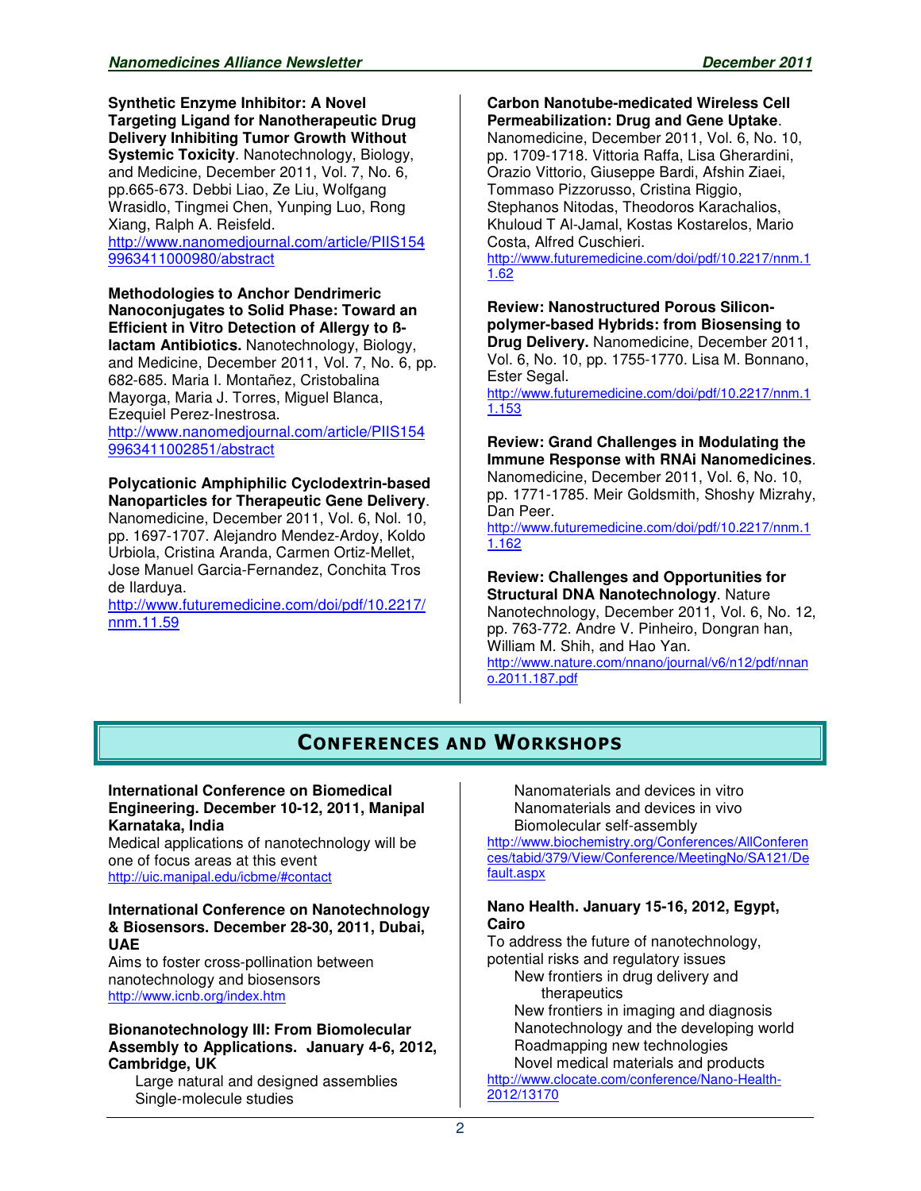**Synthetic Enzyme Inhibitor: A Novel Targeting Ligand for Nanotherapeutic Drug Delivery Inhibiting Tumor Growth Without Systemic Toxicity**. Nanotechnology, Biology, and Medicine, December 2011, Vol. 7, No. 6, pp.665-673. Debbi Liao, Ze Liu, Wolfgang Wrasidlo, Tingmei Chen, Yunping Luo, Rong Xiang, Ralph A. Reisfeld.
http://www.nanomedjournal.com/article/PIIS1549963411000980/abstract

**Methodologies to Anchor Dendrimeric Nanoconjugates to Solid Phase: Toward an Efficient in Vitro Detection of Allergy to ß-lactam Antibiotics.** Nanotechnology, Biology, and Medicine, December 2011, Vol. 7, No. 6, pp. 682-685. Maria I. Montañez, Cristobalina Mayorga, Maria J. Torres, Miguel Blanca, Ezequiel Perez-Inestrosa.
http://www.nanomedjournal.com/article/PIIS1549963411002851/abstract

**Polycationic Amphiphilic Cyclodextrin-based Nanoparticles for Therapeutic Gene Delivery**. Nanomedicine, December 2011, Vol. 6, Nol. 10, pp. 1697-1707. Alejandro Mendez-Ardoy, Koldo Urbiola, Cristina Aranda, Carmen Ortiz-Mellet, Jose Manuel Garcia-Fernandez, Conchita Tros de Ilarduya.
http://www.futuremedicine.com/doi/pdf/10.2217/nnm.11.59

**Carbon Nanotube-mediated Wireless Cell Permeabilization: Drug and Gene Uptake**. Nanomedicine, December 2011, Vol. 6, No. 10, pp. 1709-1718. Vittoria Raffa, Lisa Gherardini, Orazio Vittorio, Giuseppe Bardi, Afshin Ziaei, Tommaso Pizzorusso, Cristina Riggio, Stephanos Nitodas, Theodoros Karachalios, Khuloud T Al-Jamal, Kostas Kostarelos, Mario Costa, Alfred Cuschieri.
http://www.futuremedicine.com/doi/pdf/10.2217/nnm.11.62

**Review: Nanostructured Porous Silicon-polymer-based Hybrids: from Biosensing to Drug Delivery.** Nanomedicine, December 2011, Vol. 6, No. 10, pp. 1755-1770. Lisa M. Bonnano, Ester Segal.
http://www.futuremedicine.com/doi/pdf/10.2217/nnm.11.153

**Review: Grand Challenges in Modulating the Immune Response with RNAi Nanomedicines**. Nanomedicine, December 2011, Vol. 6, No. 10, pp. 1771-1785. Meir Goldsmith, Shoshy Mizrahy, Dan Peer.
http://www.futuremedicine.com/doi/pdf/10.2217/nnm.11.162

**Review: Challenges and Opportunities for Structural DNA Nanotechnology**. Nature Nanotechnology, December 2011, Vol. 6, No. 12, pp. 763-772. Andre V. Pinheiro, Dongran han, William M. Shih, and Hao Yan.
http://www.nature.com/nnano/journal/v6/n12/pdf/nnano.2011.187.pdf

## Conferences and Workshops

**International Conference on Biomedical Engineering. December 10-12, 2011, Manipal Karnataka, India**
Medical applications of nanotechnology will be one of focus areas at this event
http://uic.manipal.edu/icbme/#contact

**International Conference on Nanotechnology & Biosensors. December 28-30, 2011, Dubai, UAE**
Aims to foster cross-pollination between nanotechnology and biosensors
http://www.icnb.org/index.htm

**Bionanotechnology III: From Biomolecular Assembly to Applications. January 4-6, 2012, Cambridge, UK**

- Large natural and designed assemblies
- Single-molecule studies
- Nanomaterials and devices in vitro
- Nanomaterials and devices in vivo
- Biomolecular self-assembly

http://www.biochemistry.org/Conferences/AllConferences/tabid/379/View/Conference/MeetingNo/SA121/Default.aspx

**Nano Health. January 15-16, 2012, Egypt, Cairo**
To address the future of nanotechnology, potential risks and regulatory issues

- New frontiers in drug delivery and therapeutics
- New frontiers in imaging and diagnosis
- Nanotechnology and the developing world
- Roadmapping new technologies
- Novel medical materials and products

http://www.clocate.com/conference/Nano-Health-2012/13170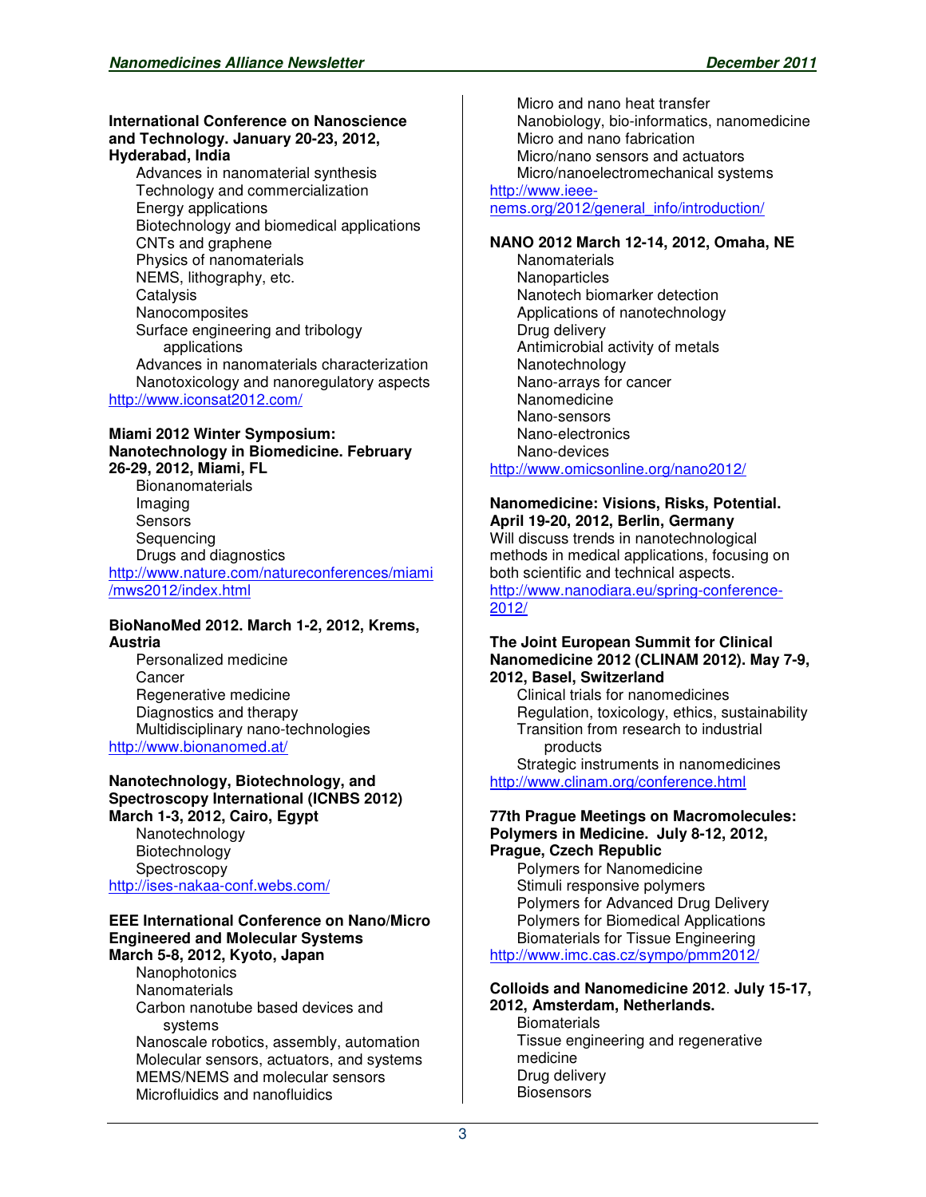**International Conference on Nanoscience and Technology. January 20-23, 2012, Hyderabad, India**

- Advances in nanomaterial synthesis
- Technology and commercialization
- Energy applications
- Biotechnology and biomedical applications
- CNTs and graphene
- Physics of nanomaterials
- NEMS, lithography, etc.
- Catalysis
- Nanocomposites
- Surface engineering and tribology applications
- Advances in nanomaterials characterization
- Nanotoxicology and nanoregulatory aspects

http://www.iconsat2012.com/

**Miami 2012 Winter Symposium: Nanotechnology in Biomedicine. February 26-29, 2012, Miami, FL**

- Bionanomaterials
- Imaging
- Sensors
- Sequencing
- Drugs and diagnostics

http://www.nature.com/natureconferences/miami/mws2012/index.html

**BioNanoMed 2012. March 1-2, 2012, Krems, Austria**

- Personalized medicine
- Cancer
- Regenerative medicine
- Diagnostics and therapy
- Multidisciplinary nano-technologies

http://www.bionanomed.at/

**Nanotechnology, Biotechnology, and Spectroscopy International (ICNBS 2012) March 1-3, 2012, Cairo, Egypt**

- Nanotechnology
- Biotechnology
- Spectroscopy

http://ises-nakaa-conf.webs.com/

**EEE International Conference on Nano/Micro Engineered and Molecular Systems March 5-8, 2012, Kyoto, Japan**

- Nanophotonics
- Nanomaterials
- Carbon nanotube based devices and systems
- Nanoscale robotics, assembly, automation
- Molecular sensors, actuators, and systems
- MEMS/NEMS and molecular sensors
- Microfluidics and nanofluidics
- Micro and nano heat transfer
- Nanobiology, bio-informatics, nanomedicine
- Micro and nano fabrication
- Micro/nano sensors and actuators
- Micro/nanoelectromechanical systems

http://www.ieee-nems.org/2012/general_info/introduction/

**NANO 2012 March 12-14, 2012, Omaha, NE**

- Nanomaterials
- Nanoparticles
- Nanotech biomarker detection
- Applications of nanotechnology
- Drug delivery
- Antimicrobial activity of metals
- Nanotechnology
- Nano-arrays for cancer
- Nanomedicine
- Nano-sensors
- Nano-electronics
- Nano-devices

http://www.omicsonline.org/nano2012/

**Nanomedicine: Visions, Risks, Potential. April 19-20, 2012, Berlin, Germany**

Will discuss trends in nanotechnological methods in medical applications, focusing on both scientific and technical aspects.
http://www.nanodiara.eu/spring-conference-2012/

**The Joint European Summit for Clinical Nanomedicine 2012 (CLINAM 2012). May 7-9, 2012, Basel, Switzerland**

- Clinical trials for nanomedicines
- Regulation, toxicology, ethics, sustainability
- Transition from research to industrial products
- Strategic instruments in nanomedicines

http://www.clinam.org/conference.html

**77th Prague Meetings on Macromolecules: Polymers in Medicine. July 8-12, 2012, Prague, Czech Republic**

- Polymers for Nanomedicine
- Stimuli responsive polymers
- Polymers for Advanced Drug Delivery
- Polymers for Biomedical Applications
- Biomaterials for Tissue Engineering

http://www.imc.cas.cz/sympo/pmm2012/

**Colloids and Nanomedicine 2012. July 15-17, 2012, Amsterdam, Netherlands.**

- Biomaterials
- Tissue engineering and regenerative medicine
- Drug delivery
- Biosensors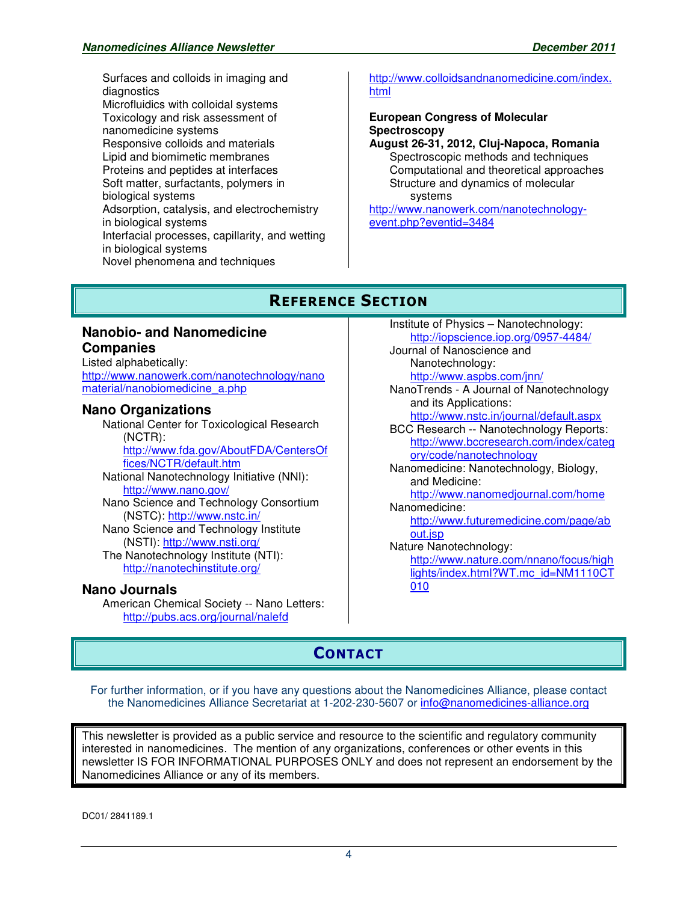Surfaces and colloids in imaging and diagnostics
Microfluidics with colloidal systems
Toxicology and risk assessment of nanomedicine systems
Responsive colloids and materials
Lipid and biomimetic membranes
Proteins and peptides at interfaces
Soft matter, surfactants, polymers in biological systems
Adsorption, catalysis, and electrochemistry in biological systems
Interfacial processes, capillarity, and wetting in biological systems
Novel phenomena and techniques

http://www.colloidsandnanomedicine.com/index.html

**European Congress of Molecular Spectroscopy**
**August 26-31, 2012, Cluj-Napoca, Romania**

Spectroscopic methods and techniques
Computational and theoretical approaches
Structure and dynamics of molecular systems

http://www.nanowerk.com/nanotechnology-event.php?eventid=3484

# Reference Section

## Nanobio- and Nanomedicine Companies

Listed alphabetically:
http://www.nanowerk.com/nanotechnology/nanomaterial/nanobiomedicine_a.php

## Nano Organizations

National Center for Toxicological Research (NCTR):
http://www.fda.gov/AboutFDA/CentersOffices/NCTR/default.htm
National Nanotechnology Initiative (NNI):
http://www.nano.gov/
Nano Science and Technology Consortium (NSTC): http://www.nstc.in/
Nano Science and Technology Institute (NSTI): http://www.nsti.org/
The Nanotechnology Institute (NTI):
http://nanotechinstitute.org/

## Nano Journals

American Chemical Society -- Nano Letters:
http://pubs.acs.org/journal/nalefd
Institute of Physics – Nanotechnology:
http://iopscience.iop.org/0957-4484/
Journal of Nanoscience and Nanotechnology:
http://www.aspbs.com/jnn/
NanoTrends - A Journal of Nanotechnology and its Applications:
http://www.nstc.in/journal/default.aspx
BCC Research -- Nanotechnology Reports:
http://www.bccresearch.com/index/category/code/nanotechnology
Nanomedicine: Nanotechnology, Biology, and Medicine:
http://www.nanomedjournal.com/home
Nanomedicine:
http://www.futuremedicine.com/page/about.jsp
Nature Nanotechnology:
http://www.nature.com/nnano/focus/highlights/index.html?WT.mc_id=NM1110CT010

# Contact

For further information, or if you have any questions about the Nanomedicines Alliance, please contact the Nanomedicines Alliance Secretariat at 1-202-230-5607 or info@nanomedicines-alliance.org

This newsletter is provided as a public service and resource to the scientific and regulatory community interested in nanomedicines. The mention of any organizations, conferences or other events in this newsletter IS FOR INFORMATIONAL PURPOSES ONLY and does not represent an endorsement by the Nanomedicines Alliance or any of its members.

DC01/ 2841189.1